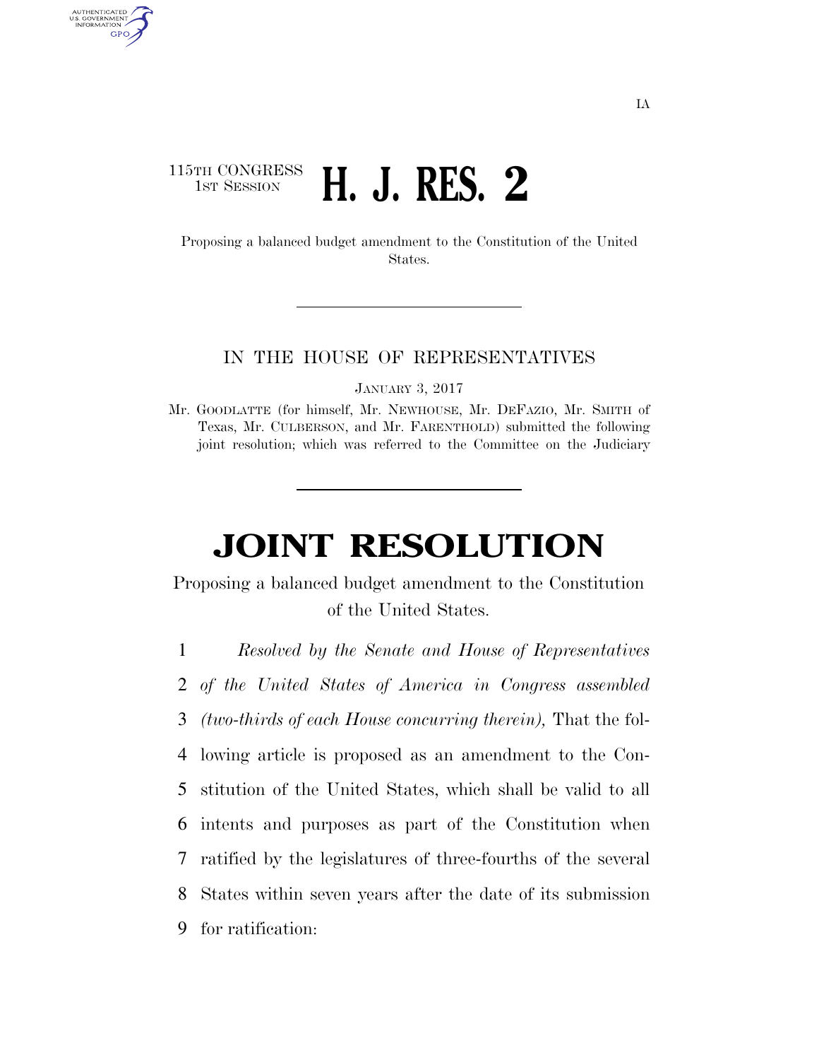115TH CONGRESS
1ST SESSION

# H. J. RES. 2

Proposing a balanced budget amendment to the Constitution of the United States.

---

IN THE HOUSE OF REPRESENTATIVES

JANUARY 3, 2017

Mr. GOODLATTE (for himself, Mr. NEWHOUSE, Mr. DEFAZIO, Mr. SMITH of Texas, Mr. CULBERSON, and Mr. FARENTHOLD) submitted the following joint resolution; which was referred to the Committee on the Judiciary

---

# JOINT RESOLUTION

Proposing a balanced budget amendment to the Constitution of the United States.

1 *Resolved by the Senate and House of Representatives*
2 *of the United States of America in Congress assembled*
3 *(two-thirds of each House concurring therein),* That the fol-
4 lowing article is proposed as an amendment to the Con-
5 stitution of the United States, which shall be valid to all
6 intents and purposes as part of the Constitution when
7 ratified by the legislatures of three-fourths of the several
8 States within seven years after the date of its submission
9 for ratification: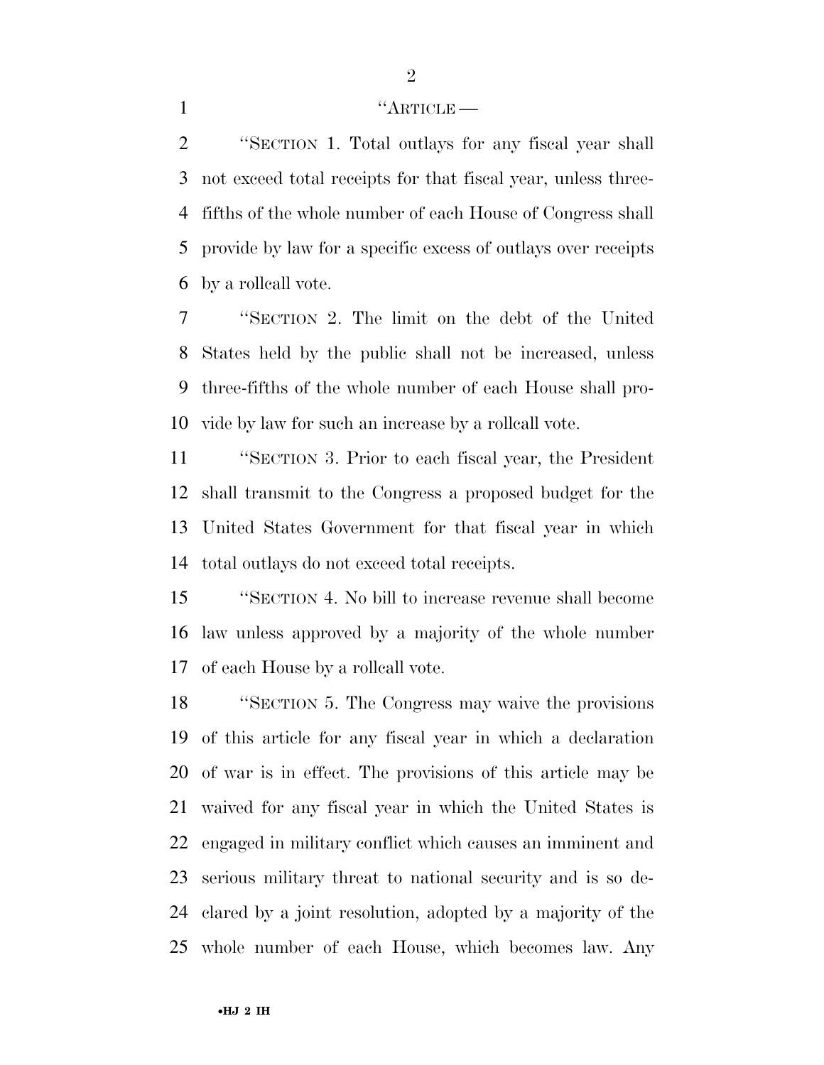"ARTICLE —

"SECTION 1. Total outlays for any fiscal year shall not exceed total receipts for that fiscal year, unless three-fifths of the whole number of each House of Congress shall provide by law for a specific excess of outlays over receipts by a rollcall vote.

"SECTION 2. The limit on the debt of the United States held by the public shall not be increased, unless three-fifths of the whole number of each House shall provide by law for such an increase by a rollcall vote.

"SECTION 3. Prior to each fiscal year, the President shall transmit to the Congress a proposed budget for the United States Government for that fiscal year in which total outlays do not exceed total receipts.

"SECTION 4. No bill to increase revenue shall become law unless approved by a majority of the whole number of each House by a rollcall vote.

"SECTION 5. The Congress may waive the provisions of this article for any fiscal year in which a declaration of war is in effect. The provisions of this article may be waived for any fiscal year in which the United States is engaged in military conflict which causes an imminent and serious military threat to national security and is so declared by a joint resolution, adopted by a majority of the whole number of each House, which becomes law. Any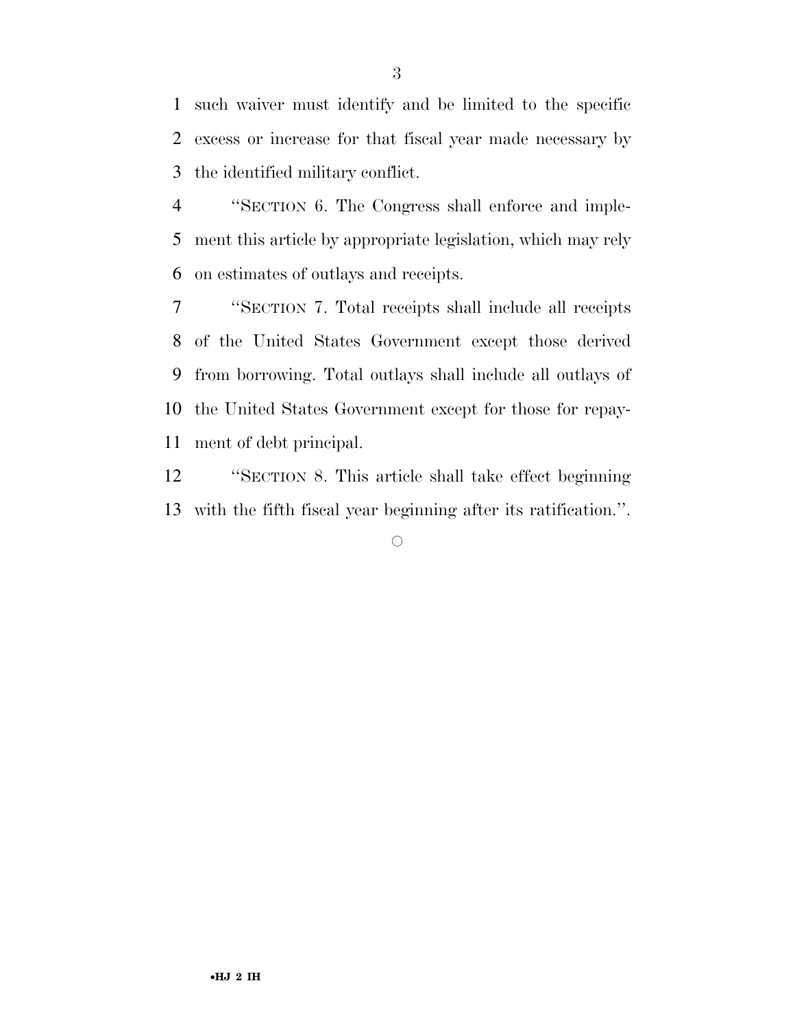such waiver must identify and be limited to the specific excess or increase for that fiscal year made necessary by the identified military conflict.

''SECTION 6. The Congress shall enforce and implement this article by appropriate legislation, which may rely on estimates of outlays and receipts.

''SECTION 7. Total receipts shall include all receipts of the United States Government except those derived from borrowing. Total outlays shall include all outlays of the United States Government except for those for repayment of debt principal.

''SECTION 8. This article shall take effect beginning with the fifth fiscal year beginning after its ratification.''.